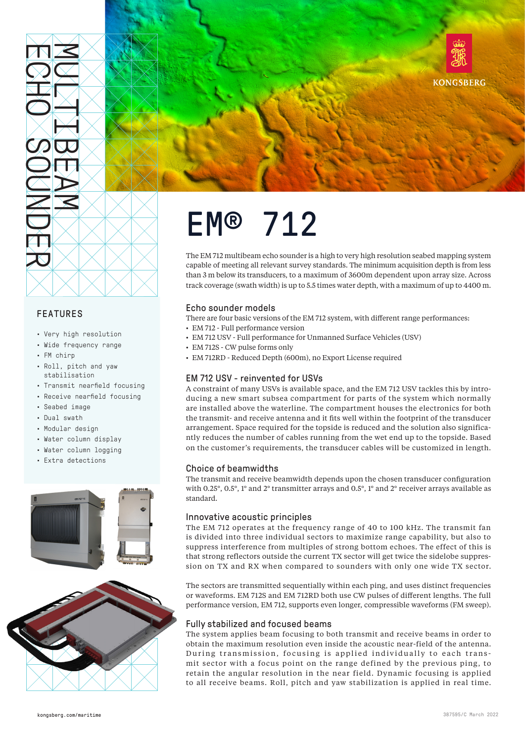# MULTIBEAM ECHO SOUNDER

KONGSBERG

# EM® 712

The EM 712 multibeam echo sounder is a high to very high resolution seabed mapping system capable of meeting all relevant survey standards. The minimum acquisition depth is from less than 3 m below its transducers, to a maximum of 3600m dependent upon array size. Across track coverage (swath width) is up to 5.5 times water depth, with a maximum of up to 4400 m.

## FEATURES

- Very high resolution
- Wide frequency range
- FM chirp
- Roll, pitch and yaw stabilisation
- Transmit nearfield focusing
- Receive nearfield focusing
- Seabed image
- Dual swath
- Modular design
- Water column display
- Water column logging
- Extra detections

## Echo sounder models

There are four basic versions of the EM 712 system, with different range performances:

- EM 712 - Full performance version
- EM 712 USV - Full performance for Unmanned Surface Vehicles (USV)
- EM 712S - CW pulse forms only
- EM 712RD - Reduced Depth (600m), no Export License required

## EM 712 USV - reinvented for USVs

A constraint of many USVs is available space, and the EM 712 USV tackles this by introducing a new smart subsea compartment for parts of the system which normally are installed above the waterline. The compartment houses the electronics for both the transmit- and receive antenna and it fits well within the footprint of the transducer arrangement. Space required for the topside is reduced and the solution also significantly reduces the number of cables running from the wet end up to the topside. Based on the customer's requirements, the transducer cables will be customized in length.

## Choice of beamwidths

The transmit and receive beamwidth depends upon the chosen transducer configuration with 0.25°, 0.5°, 1° and 2° transmitter arrays and 0.5°, 1° and 2° receiver arrays available as standard.

## Innovative acoustic principles

The EM 712 operates at the frequency range of 40 to 100 kHz. The transmit fan is divided into three individual sectors to maximize range capability, but also to suppress interference from multiples of strong bottom echoes. The effect of this is that strong reflectors outside the current TX sector will get twice the sidelobe suppression on TX and RX when compared to sounders with only one wide TX sector.

The sectors are transmitted sequentially within each ping, and uses distinct frequencies or waveforms. EM 712S and EM 712RD both use CW pulses of different lengths. The full performance version, EM 712, supports even longer, compressible waveforms (FM sweep).

## Fully stabilized and focused beams

The system applies beam focusing to both transmit and receive beams in order to obtain the maximum resolution even inside the acoustic near-field of the antenna. During transmission, focusing is applied individually to each transmit sector with a focus point on the range defined by the previous ping, to retain the angular resolution in the near field. Dynamic focusing is applied to all receive beams. Roll, pitch and yaw stabilization is applied in real time.

kongsberg.com/maritime

387595/C March 2022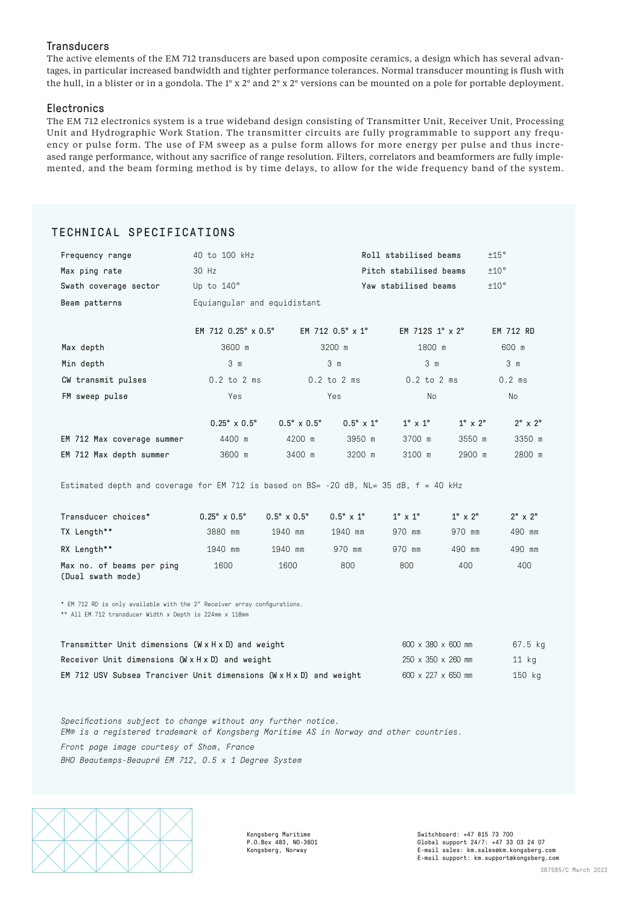## Transducers

The active elements of the EM 712 transducers are based upon composite ceramics, a design which has several advantages, in particular increased bandwidth and tighter performance tolerances. Normal transducer mounting is flush with the hull, in a blister or in a gondola. The 1° x 2° and 2° x 2° versions can be mounted on a pole for portable deployment.

## Electronics

The EM 712 electronics system is a true wideband design consisting of Transmitter Unit, Receiver Unit, Processing Unit and Hydrographic Work Station. The transmitter circuits are fully programmable to support any frequency or pulse form. The use of FM sweep as a pulse form allows for more energy per pulse and thus increased range performance, without any sacrifice of range resolution. Filters, correlators and beamformers are fully implemented, and the beam forming method is by time delays, to allow for the wide frequency band of the system.

## TECHNICAL SPECIFICATIONS

| | | | |
|---|---|---|---|
| Frequency range | 40 to 100 kHz | Roll stabilised beams | ±15° |
| Max ping rate | 30 Hz | Pitch stabilised beams | ±10° |
| Swath coverage sector | Up to 140° | Yaw stabilised beams | ±10° |
| Beam patterns | Equiangular and equidistant | | |

| | EM 712 0.25° x 0.5° | EM 712 0.5° x 1° | EM 712S 1° x 2° | EM 712 RD |
|---|---|---|---|---|
| Max depth | 3600 m | 3200 m | 1800 m | 600 m |
| Min depth | 3 m | 3 m | 3 m | 3 m |
| CW transmit pulses | 0.2 to 2 ms | 0.2 to 2 ms | 0.2 to 2 ms | 0.2 ms |
| FM sweep pulse | Yes | Yes | No | No |

| | 0.25° x 0.5° | 0.5° x 0.5° | 0.5° x 1° | 1° x 1° | 1° x 2° | 2° x 2° |
|---|---|---|---|---|---|---|
| EM 712 Max coverage summer | 4400 m | 4200 m | 3950 m | 3700 m | 3550 m | 3350 m |
| EM 712 Max depth summer | 3600 m | 3400 m | 3200 m | 3100 m | 2900 m | 2800 m |

Estimated depth and coverage for EM 712 is based on BS= -20 dB, NL= 35 dB, f = 40 kHz

| Transducer choices* | 0.25° x 0.5° | 0.5° x 0.5° | 0.5° x 1° | 1° x 1° | 1° x 2° | 2° x 2° |
|---|---|---|---|---|---|---|
| TX Length** | 3880 mm | 1940 mm | 1940 mm | 970 mm | 970 mm | 490 mm |
| RX Length** | 1940 mm | 1940 mm | 970 mm | 970 mm | 490 mm | 490 mm |
| Max no. of beams per ping (Dual swath mode) | 1600 | 1600 | 800 | 800 | 400 | 400 |

\* EM 712 RD is only available with the 2° Receiver array configurations.
** All EM 712 transducer Width x Depth is 224mm x 118mm

| | | |
|---|---|---|
| Transmitter Unit dimensions (W x H x D) and weight | 600 x 380 x 600 mm | 67.5 kg |
| Receiver Unit dimensions (W x H x D) and weight | 250 x 350 x 260 mm | 11 kg |
| EM 712 USV Subsea Tranciver Unit dimensions (W x H x D) and weight | 600 x 227 x 650 mm | 150 kg |

*Specifications subject to change without any further notice.*
*EM® is a registered trademark of Kongsberg Maritime AS in Norway and other countries.*

*Front page image courtesy of Shom, France*
*BHO Beautemps-Beaupré EM 712, 0.5 x 1 Degree System*

Kongsberg Maritime
P.O.Box 483, NO-3601
Kongsberg, Norway

Switchboard: +47 815 73 700
Global support 24/7: +47 33 03 24 07
E-mail sales: km.sales@km.kongsberg.com
E-mail support: km.support@kongsberg.com

387595/C March 2022